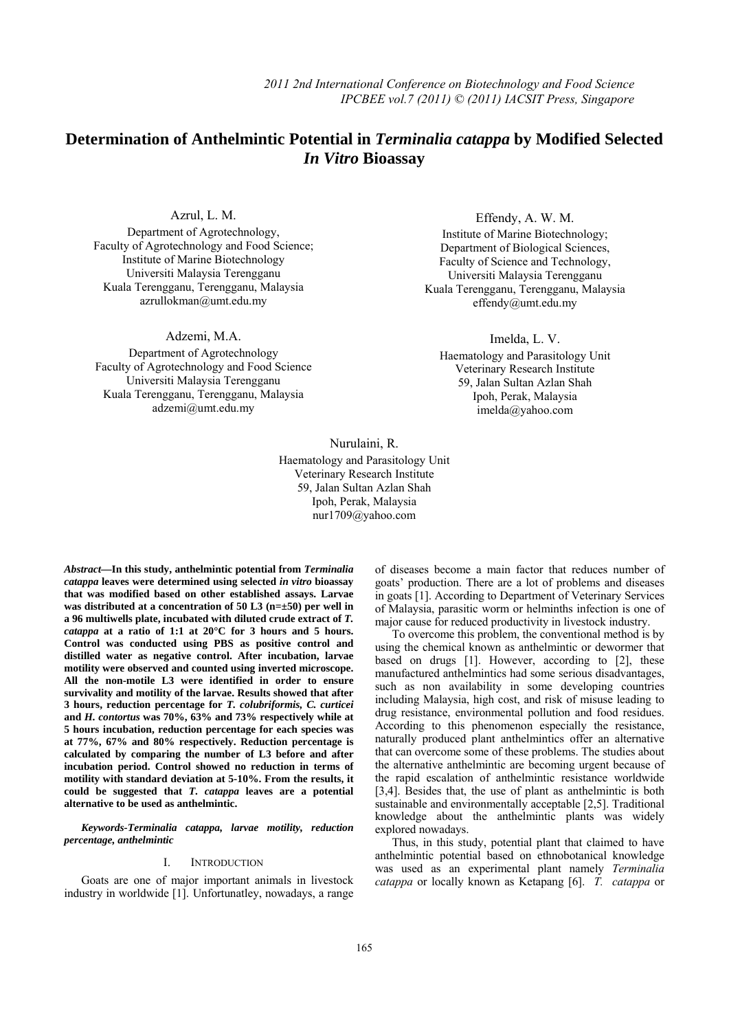# Determination of Anthelmintic Potential in *Terminalia catappa* by Modified Selected *In Vitro* Bioassay

Azrul, L. M.
Department of Agrotechnology,
Faculty of Agrotechnology and Food Science;
Institute of Marine Biotechnology
Universiti Malaysia Terengganu
Kuala Terengganu, Terengganu, Malaysia
azrullokman@umt.edu.my

Effendy, A. W. M.
Institute of Marine Biotechnology;
Department of Biological Sciences,
Faculty of Science and Technology,
Universiti Malaysia Terengganu
Kuala Terengganu, Terengganu, Malaysia
effendy@umt.edu.my

Adzemi, M.A.
Department of Agrotechnology
Faculty of Agrotechnology and Food Science
Universiti Malaysia Terengganu
Kuala Terengganu, Terengganu, Malaysia
adzemi@umt.edu.my

Imelda, L. V.
Haematology and Parasitology Unit
Veterinary Research Institute
59, Jalan Sultan Azlan Shah
Ipoh, Perak, Malaysia
imelda@yahoo.com

Nurulaini, R.
Haematology and Parasitology Unit
Veterinary Research Institute
59, Jalan Sultan Azlan Shah
Ipoh, Perak, Malaysia
nur1709@yahoo.com

***Abstract*—In this study, anthelmintic potential from *Terminalia catappa* leaves were determined using selected *in vitro* bioassay that was modified based on other established assays. Larvae was distributed at a concentration of 50 L3 (n=±50) per well in a 96 multiwells plate, incubated with diluted crude extract of *T. catappa* at a ratio of 1:1 at 20°C for 3 hours and 5 hours. Control was conducted using PBS as positive control and distilled water as negative control. After incubation, larvae motility were observed and counted using inverted microscope. All the non-motile L3 were identified in order to ensure survivality and motility of the larvae. Results showed that after 3 hours, reduction percentage for *T. colubriformis*, *C. curticei* and *H. contortus* was 70%, 63% and 73% respectively while at 5 hours incubation, reduction percentage for each species was at 77%, 67% and 80% respectively. Reduction percentage is calculated by comparing the number of L3 before and after incubation period. Control showed no reduction in terms of motility with standard deviation at 5-10%. From the results, it could be suggested that *T. catappa* leaves are a potential alternative to be used as anthelmintic.**

***Keywords-Terminalia catappa, larvae motility, reduction percentage, anthelmintic***

## I. Introduction

Goats are one of major important animals in livestock industry in worldwide [1]. Unfortunatley, nowadays, a range of diseases become a main factor that reduces number of goats' production. There are a lot of problems and diseases in goats [1]. According to Department of Veterinary Services of Malaysia, parasitic worm or helminths infection is one of major cause for reduced productivity in livestock industry.

To overcome this problem, the conventional method is by using the chemical known as anthelmintic or dewormer that based on drugs [1]. However, according to [2], these manufactured anthelmintics had some serious disadvantages, such as non availability in some developing countries including Malaysia, high cost, and risk of misuse leading to drug resistance, environmental pollution and food residues. According to this phenomenon especially the resistance, naturally produced plant anthelmintics offer an alternative that can overcome some of these problems. The studies about the alternative anthelmintic are becoming urgent because of the rapid escalation of anthelmintic resistance worldwide [3,4]. Besides that, the use of plant as anthelmintic is both sustainable and environmentally acceptable [2,5]. Traditional knowledge about the anthelmintic plants was widely explored nowadays.

Thus, in this study, potential plant that claimed to have anthelmintic potential based on ethnobotanical knowledge was used as an experimental plant namely *Terminalia catappa* or locally known as Ketapang [6]. *T. catappa* or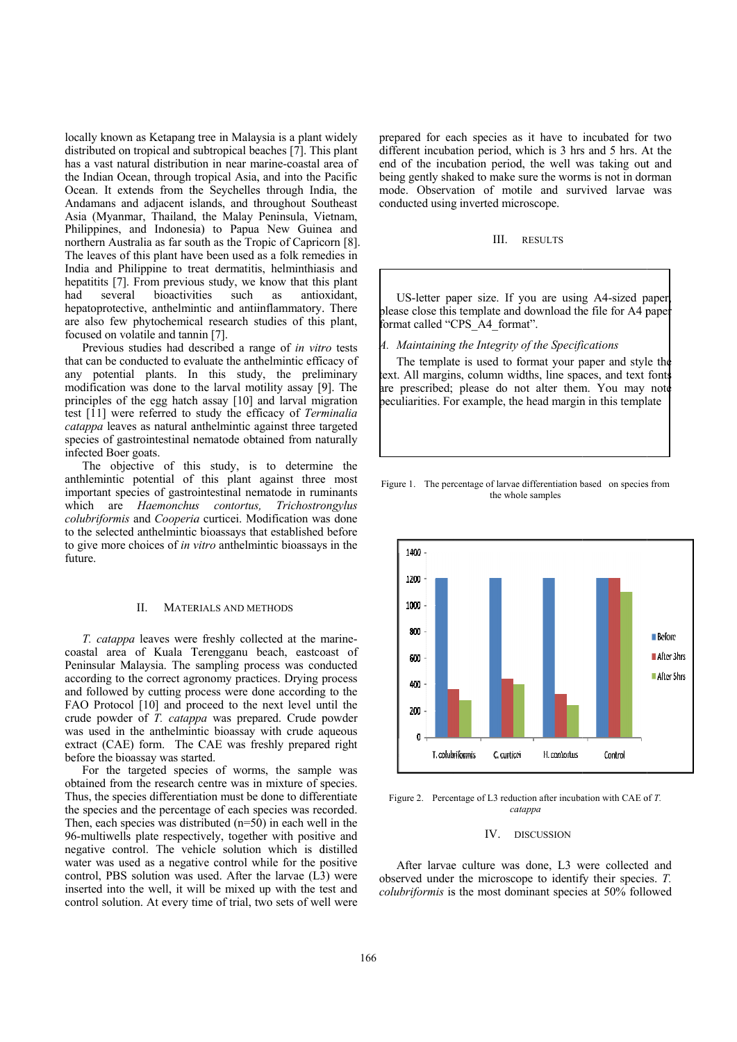locally known as Ketapang tree in Malaysia is a plant widely distributed on tropical and subtropical beaches [7]. This plant has a vast natural distribution in near marine-coastal area of the Indian Ocean, through tropical Asia, and into the Pacific Ocean. It extends from the Seychelles through India, the Andamans and adjacent islands, and throughout Southeast Asia (Myanmar, Thailand, the Malay Peninsula, Vietnam, Philippines, and Indonesia) to Papua New Guinea and northern Australia as far south as the Tropic of Capricorn [8]. The leaves of this plant have been used as a folk remedies in India and Philippine to treat dermatitis, helminthiasis and hepatitits [7]. From previous study, we know that this plant had several bioactivities such as antioxidant, hepatoprotective, anthelmintic and antiinflammatory. There are also few phytochemical research studies of this plant, focused on volatile and tannin [7].

Previous studies had described a range of *in vitro* tests that can be conducted to evaluate the anthelmintic efficacy of any potential plants. In this study, the preliminary modification was done to the larval motility assay [9]. The principles of the egg hatch assay [10] and larval migration test [11] were referred to study the efficacy of *Terminalia catappa* leaves as natural anthelmintic against three targeted species of gastrointestinal nematode obtained from naturally infected Boer goats.

The objective of this study, is to determine the anthlemintic potential of this plant against three most important species of gastrointestinal nematode in ruminants which are *Haemonchus contortus, Trichostrongylus colubriformis* and *Cooperia* curticei. Modification was done to the selected anthelmintic bioassays that established before to give more choices of *in vitro* anthelmintic bioassays in the future.

## II. Materials and Methods

*T. catappa* leaves were freshly collected at the marine-coastal area of Kuala Terengganu beach, eastcoast of Peninsular Malaysia. The sampling process was conducted according to the correct agronomy practices. Drying process and followed by cutting process were done according to the FAO Protocol [10] and proceed to the next level until the crude powder of *T. catappa* was prepared. Crude powder was used in the anthelmintic bioassay with crude aqueous extract (CAE) form. The CAE was freshly prepared right before the bioassay was started.

For the targeted species of worms, the sample was obtained from the research centre was in mixture of species. Thus, the species differentiation must be done to differentiate the species and the percentage of each species was recorded. Then, each species was distributed (n=50) in each well in the 96-multiwells plate respectively, together with positive and negative control. The vehicle solution which is distilled water was used as a negative control while for the positive control, PBS solution was used. After the larvae (L3) were inserted into the well, it will be mixed up with the test and control solution. At every time of trial, two sets of well were prepared for each species as it have to incubated for two different incubation period, which is 3 hrs and 5 hrs. At the end of the incubation period, the well was taking out and being gently shaked to make sure the worms is not in dorman mode. Observation of motile and survived larvae was conducted using inverted microscope.

## III. Results

US-letter paper size. If you are using A4-sized paper, please close this template and download the file for A4 paper format called "CPS_A4_format".

*A. Maintaining the Integrity of the Specifications*

The template is used to format your paper and style the text. All margins, column widths, line spaces, and text fonts are prescribed; please do not alter them. You may note peculiarities. For example, the head margin in this template

Figure 1. The percentage of larvae differentiation based on species from the whole samples

| | T. colubriformis | C. curticei | H. contortus | Control |
|---|---|---|---|---|
| Before | 1200 | 1200 | 1200 | 1200 |
| After 3hrs | 360 | 440 | 320 | 1200 |
| After 5hrs | 280 | 400 | 240 | 1100 |

Figure 2. Percentage of L3 reduction after incubation with CAE of *T. catappa*

## IV. Discussion

After larvae culture was done, L3 were collected and observed under the microscope to identify their species. *T. colubriformis* is the most dominant species at 50% followed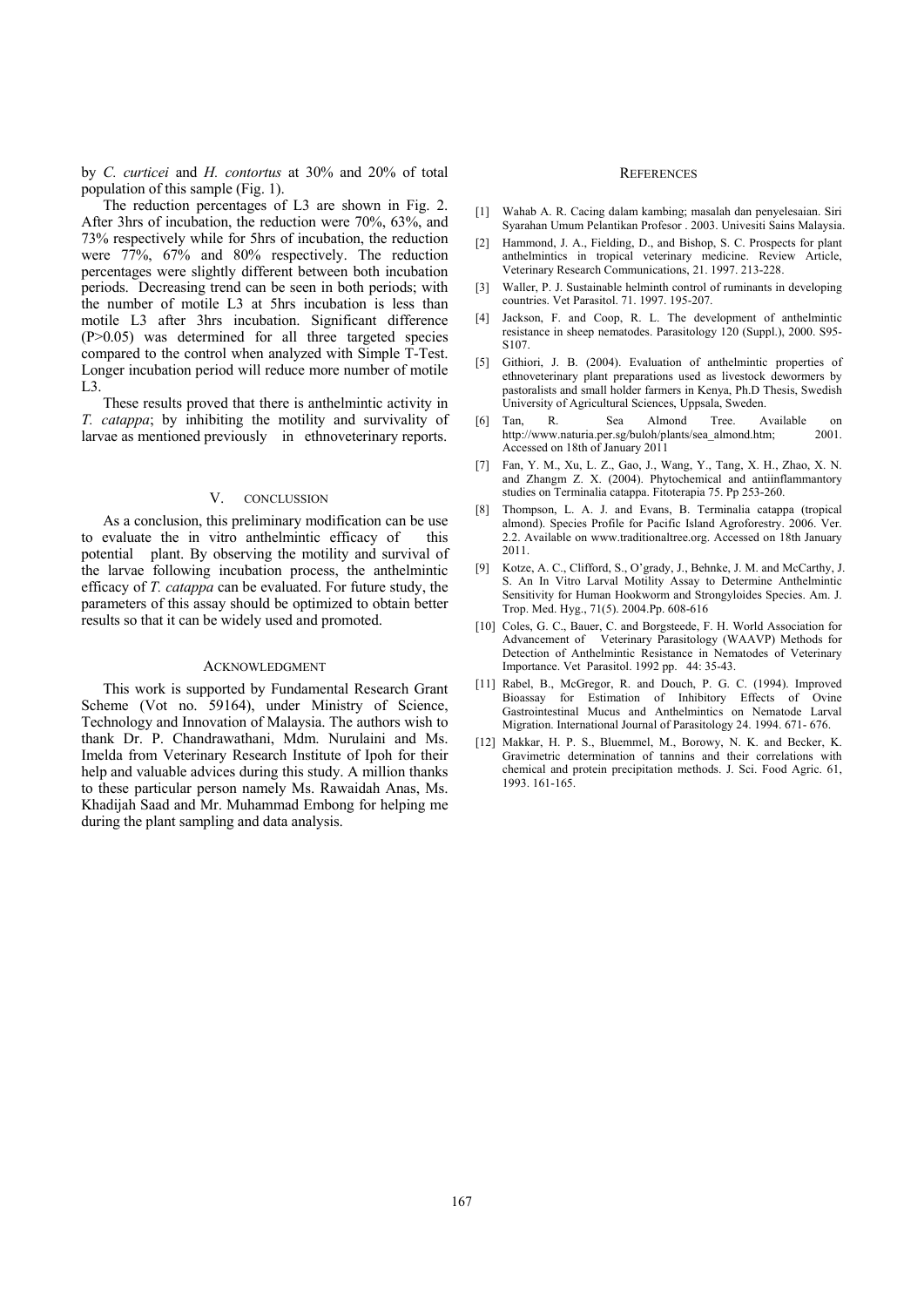by *C. curticei* and *H. contortus* at 30% and 20% of total population of this sample (Fig. 1).

The reduction percentages of L3 are shown in Fig. 2. After 3hrs of incubation, the reduction were 70%, 63%, and 73% respectively while for 5hrs of incubation, the reduction were 77%, 67% and 80% respectively. The reduction percentages were slightly different between both incubation periods. Decreasing trend can be seen in both periods; with the number of motile L3 at 5hrs incubation is less than motile L3 after 3hrs incubation. Significant difference ($P>0.05$) was determined for all three targeted species compared to the control when analyzed with Simple T-Test. Longer incubation period will reduce more number of motile L3.

These results proved that there is anthelmintic activity in *T. catappa*; by inhibiting the motility and survivality of larvae as mentioned previously in ethnoveterinary reports.

## V. CONCLUSSION

As a conclusion, this preliminary modification can be use to evaluate the in vitro anthelmintic efficacy of this potential plant. By observing the motility and survival of the larvae following incubation process, the anthelmintic efficacy of *T. catappa* can be evaluated. For future study, the parameters of this assay should be optimized to obtain better results so that it can be widely used and promoted.

## ACKNOWLEDGMENT

This work is supported by Fundamental Research Grant Scheme (Vot no. 59164), under Ministry of Science, Technology and Innovation of Malaysia. The authors wish to thank Dr. P. Chandrawathani, Mdm. Nurulaini and Ms. Imelda from Veterinary Research Institute of Ipoh for their help and valuable advices during this study. A million thanks to these particular person namely Ms. Rawaidah Anas, Ms. Khadijah Saad and Mr. Muhammad Embong for helping me during the plant sampling and data analysis.

## REFERENCES

[1] Wahab A. R. Cacing dalam kambing; masalah dan penyelesaian. Siri Syarahan Umum Pelantikan Profesor . 2003. Univesiti Sains Malaysia.

[2] Hammond, J. A., Fielding, D., and Bishop, S. C. Prospects for plant anthelmintics in tropical veterinary medicine. Review Article, Veterinary Research Communications, 21. 1997. 213-228.

[3] Waller, P. J. Sustainable helminth control of ruminants in developing countries. Vet Parasitol. 71. 1997. 195-207.

[4] Jackson, F. and Coop, R. L. The development of anthelmintic resistance in sheep nematodes. Parasitology 120 (Suppl.), 2000. S95-S107.

[5] Githiori, J. B. (2004). Evaluation of anthelmintic properties of ethnoveterinary plant preparations used as livestock dewormers by pastoralists and small holder farmers in Kenya, Ph.D Thesis, Swedish University of Agricultural Sciences, Uppsala, Sweden.

[6] Tan, R. Sea Almond Tree. Available on http://www.naturia.per.sg/buloh/plants/sea_almond.htm; 2001. Accessed on 18th of January 2011

[7] Fan, Y. M., Xu, L. Z., Gao, J., Wang, Y., Tang, X. H., Zhao, X. N. and Zhangm Z. X. (2004). Phytochemical and antiinflammantory studies on Terminalia catappa. Fitoterapia 75. Pp 253-260.

[8] Thompson, L. A. J. and Evans, B. Terminalia catappa (tropical almond). Species Profile for Pacific Island Agroforestry. 2006. Ver. 2.2. Available on www.traditionaltree.org. Accessed on 18th January 2011.

[9] Kotze, A. C., Clifford, S., O'grady, J., Behnke, J. M. and McCarthy, J. S. An In Vitro Larval Motility Assay to Determine Anthelmintic Sensitivity for Human Hookworm and Strongyloides Species. Am. J. Trop. Med. Hyg., 71(5). 2004.Pp. 608-616

[10] Coles, G. C., Bauer, C. and Borgsteede, F. H. World Association for Advancement of Veterinary Parasitology (WAAVP) Methods for Detection of Anthelmintic Resistance in Nematodes of Veterinary Importance. Vet Parasitol. 1992 pp. 44: 35-43.

[11] Rabel, B., McGregor, R. and Douch, P. G. C. (1994). Improved Bioassay for Estimation of Inhibitory Effects of Ovine Gastrointestinal Mucus and Anthelmintics on Nematode Larval Migration. International Journal of Parasitology 24. 1994. 671- 676.

[12] Makkar, H. P. S., Bluemmel, M., Borowy, N. K. and Becker, K. Gravimetric determination of tannins and their correlations with chemical and protein precipitation methods. J. Sci. Food Agric. 61, 1993. 161-165.